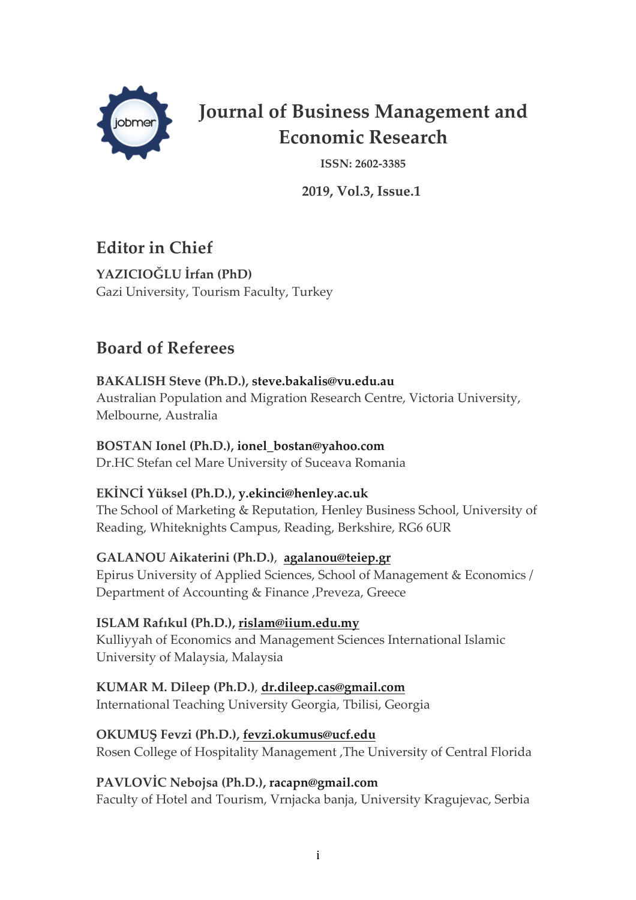# Journal of Business Management and Economic Research

**ISSN: 2602-3385**

**2019, Vol.3, Issue.1**

## Editor in Chief

**YAZICIOĞLU İrfan (PhD)**
Gazi University, Tourism Faculty, Turkey

## Board of Referees

**BAKALISH Steve (Ph.D.), steve.bakalis@vu.edu.au**
Australian Population and Migration Research Centre, Victoria University, Melbourne, Australia

**BOSTAN Ionel (Ph.D.), ionel_bostan@yahoo.com**
Dr.HC Stefan cel Mare University of Suceava Romania

**EKİNCİ Yüksel (Ph.D.), y.ekinci@henley.ac.uk**
The School of Marketing & Reputation, Henley Business School, University of Reading, Whiteknights Campus, Reading, Berkshire, RG6 6UR

**GALANOU Aikaterini (Ph.D.)**, **agalanou@teiep.gr**
Epirus University of Applied Sciences, School of Management & Economics / Department of Accounting & Finance ,Preveza, Greece

**ISLAM Rafıkul (Ph.D.), rislam@iium.edu.my**
Kulliyyah of Economics and Management Sciences International Islamic University of Malaysia, Malaysia

**KUMAR M. Dileep (Ph.D.)**, **dr.dileep.cas@gmail.com**
International Teaching University Georgia, Tbilisi, Georgia

**OKUMUŞ Fevzi (Ph.D.), fevzi.okumus@ucf.edu**
Rosen College of Hospitality Management ,The University of Central Florida

**PAVLOVİC Nebojsa (Ph.D.), racapn@gmail.com**
Faculty of Hotel and Tourism, Vrnjacka banja, University Kragujevac, Serbia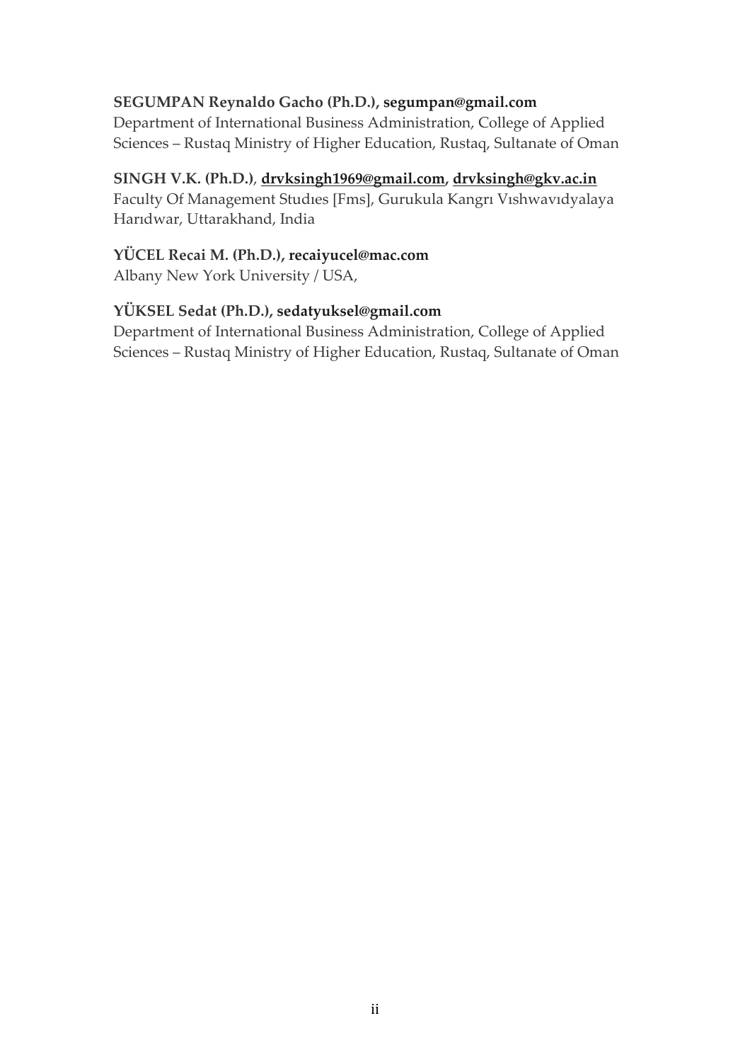**SEGUMPAN Reynaldo Gacho (Ph.D.), segumpan@gmail.com**
Department of International Business Administration, College of Applied Sciences – Rustaq Ministry of Higher Education, Rustaq, Sultanate of Oman

**SINGH V.K. (Ph.D.)**, **drvksingh1969@gmail.com, drvksingh@gkv.ac.in**
Faculty Of Management Studıes [Fms], Gurukula Kangrı Vıshwavıdyalaya Harıdwar, Uttarakhand, India

**YÜCEL Recai M. (Ph.D.), recaiyucel@mac.com**
Albany New York University / USA,

**YÜKSEL Sedat (Ph.D.), sedatyuksel@gmail.com**
Department of International Business Administration, College of Applied Sciences – Rustaq Ministry of Higher Education, Rustaq, Sultanate of Oman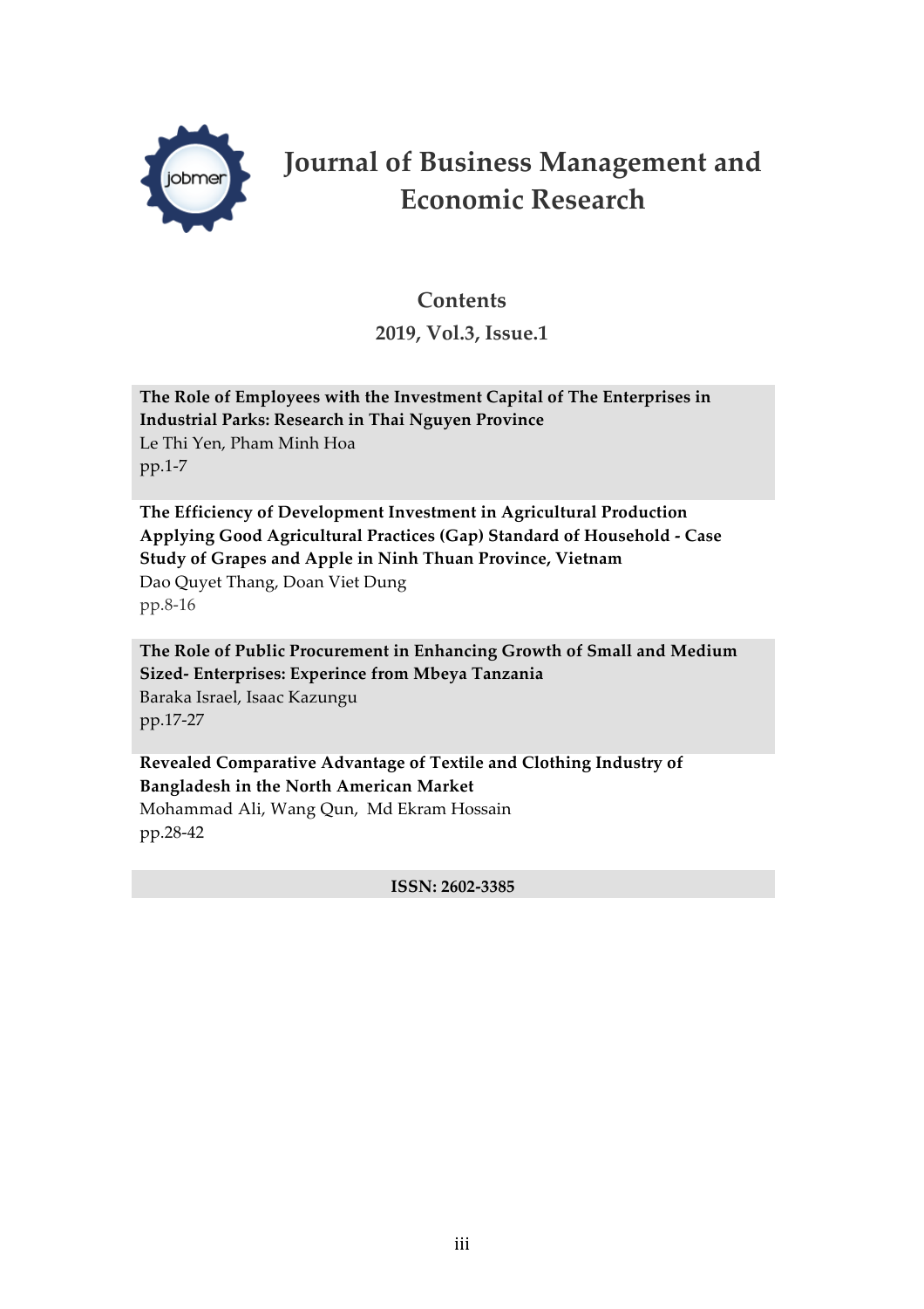# Journal of Business Management and Economic Research

## Contents

### 2019, Vol.3, Issue.1

**The Role of Employees with the Investment Capital of The Enterprises in Industrial Parks: Research in Thai Nguyen Province**
Le Thi Yen, Pham Minh Hoa
pp.1-7

**The Efficiency of Development Investment in Agricultural Production Applying Good Agricultural Practices (Gap) Standard of Household - Case Study of Grapes and Apple in Ninh Thuan Province, Vietnam**
Dao Quyet Thang, Doan Viet Dung
pp.8-16

**The Role of Public Procurement in Enhancing Growth of Small and Medium Sized- Enterprises: Experince from Mbeya Tanzania**
Baraka Israel, Isaac Kazungu
pp.17-27

**Revealed Comparative Advantage of Textile and Clothing Industry of Bangladesh in the North American Market**
Mohammad Ali, Wang Qun, Md Ekram Hossain
pp.28-42

**ISSN: 2602-3385**